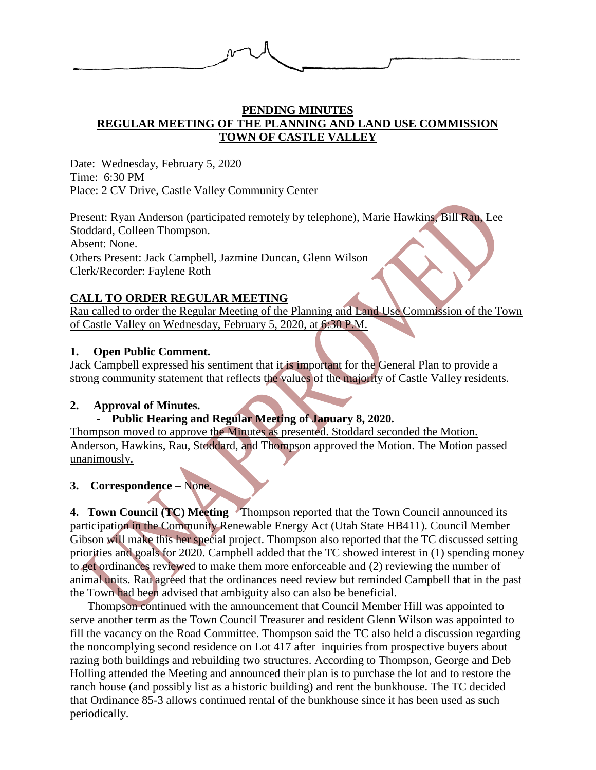**PENDING MINUTES**
**REGULAR MEETING OF THE PLANNING AND LAND USE COMMISSION**
**TOWN OF CASTLE VALLEY**

Date: Wednesday, February 5, 2020
Time: 6:30 PM
Place: 2 CV Drive, Castle Valley Community Center

Present: Ryan Anderson (participated remotely by telephone), Marie Hawkins, Bill Rau, Lee Stoddard, Colleen Thompson.
Absent: None.
Others Present: Jack Campbell, Jazmine Duncan, Glenn Wilson
Clerk/Recorder: Faylene Roth

## CALL TO ORDER REGULAR MEETING

Rau called to order the Regular Meeting of the Planning and Land Use Commission of the Town of Castle Valley on Wednesday, February 5, 2020, at 6:30 P.M.

**1. Open Public Comment.**

Jack Campbell expressed his sentiment that it is important for the General Plan to provide a strong community statement that reflects the values of the majority of Castle Valley residents.

**2. Approval of Minutes.**

- **Public Hearing and Regular Meeting of January 8, 2020.**

Thompson moved to approve the Minutes as presented. Stoddard seconded the Motion. Anderson, Hawkins, Rau, Stoddard, and Thompson approved the Motion. The Motion passed unanimously.

**3. Correspondence** – None.

**4. Town Council (TC) Meeting** – Thompson reported that the Town Council announced its participation in the Community Renewable Energy Act (Utah State HB411). Council Member Gibson will make this her special project. Thompson also reported that the TC discussed setting priorities and goals for 2020. Campbell added that the TC showed interest in (1) spending money to get ordinances reviewed to make them more enforceable and (2) reviewing the number of animal units. Rau agreed that the ordinances need review but reminded Campbell that in the past the Town had been advised that ambiguity also can also be beneficial.

Thompson continued with the announcement that Council Member Hill was appointed to serve another term as the Town Council Treasurer and resident Glenn Wilson was appointed to fill the vacancy on the Road Committee. Thompson said the TC also held a discussion regarding the noncomplying second residence on Lot 417 after inquiries from prospective buyers about razing both buildings and rebuilding two structures. According to Thompson, George and Deb Holling attended the Meeting and announced their plan is to purchase the lot and to restore the ranch house (and possibly list as a historic building) and rent the bunkhouse. The TC decided that Ordinance 85-3 allows continued rental of the bunkhouse since it has been used as such periodically.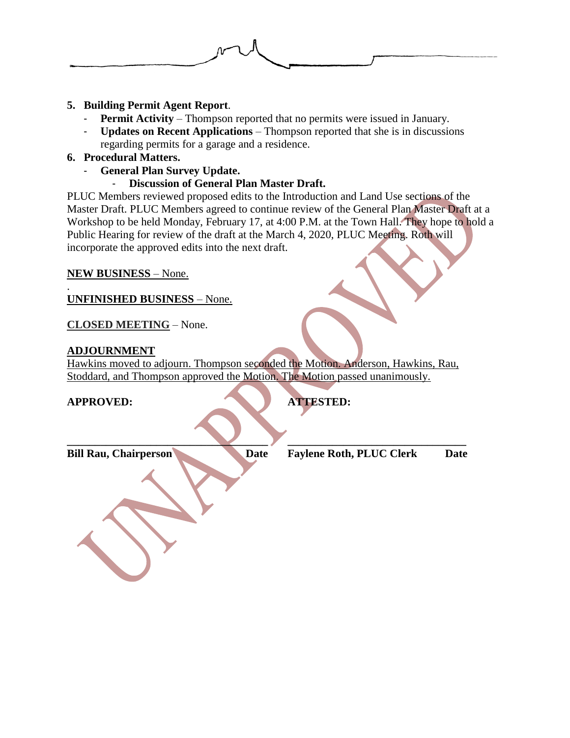5. **Building Permit Agent Report**.
   - **Permit Activity** – Thompson reported that no permits were issued in January.
   - **Updates on Recent Applications** – Thompson reported that she is in discussions regarding permits for a garage and a residence.
6. **Procedural Matters.**
   - **General Plan Survey Update.**
     - **Discussion of General Plan Master Draft.**

PLUC Members reviewed proposed edits to the Introduction and Land Use sections of the Master Draft. PLUC Members agreed to continue review of the General Plan Master Draft at a Workshop to be held Monday, February 17, at 4:00 P.M. at the Town Hall. They hope to hold a Public Hearing for review of the draft at the March 4, 2020, PLUC Meeting. Roth will incorporate the approved edits into the next draft.

**NEW BUSINESS** – None.

.

**UNFINISHED BUSINESS** – None.

**CLOSED MEETING** – None.

**ADJOURNMENT**

Hawkins moved to adjourn. Thompson seconded the Motion. Anderson, Hawkins, Rau, Stoddard, and Thompson approved the Motion. The Motion passed unanimously.

**APPROVED:** **ATTESTED:**

\_\_\_\_\_\_\_\_\_\_\_\_\_\_\_\_\_\_\_\_\_\_\_\_\_\_\_\_\_\_\_\_\_\_\_\_ \_\_\_\_\_\_\_\_\_\_\_\_\_\_\_\_\_\_\_\_\_\_\_\_\_\_\_\_\_\_\_\_\_\_

**Bill Rau, Chairperson Date** **Faylene Roth, PLUC Clerk Date**

UNAPPROVED